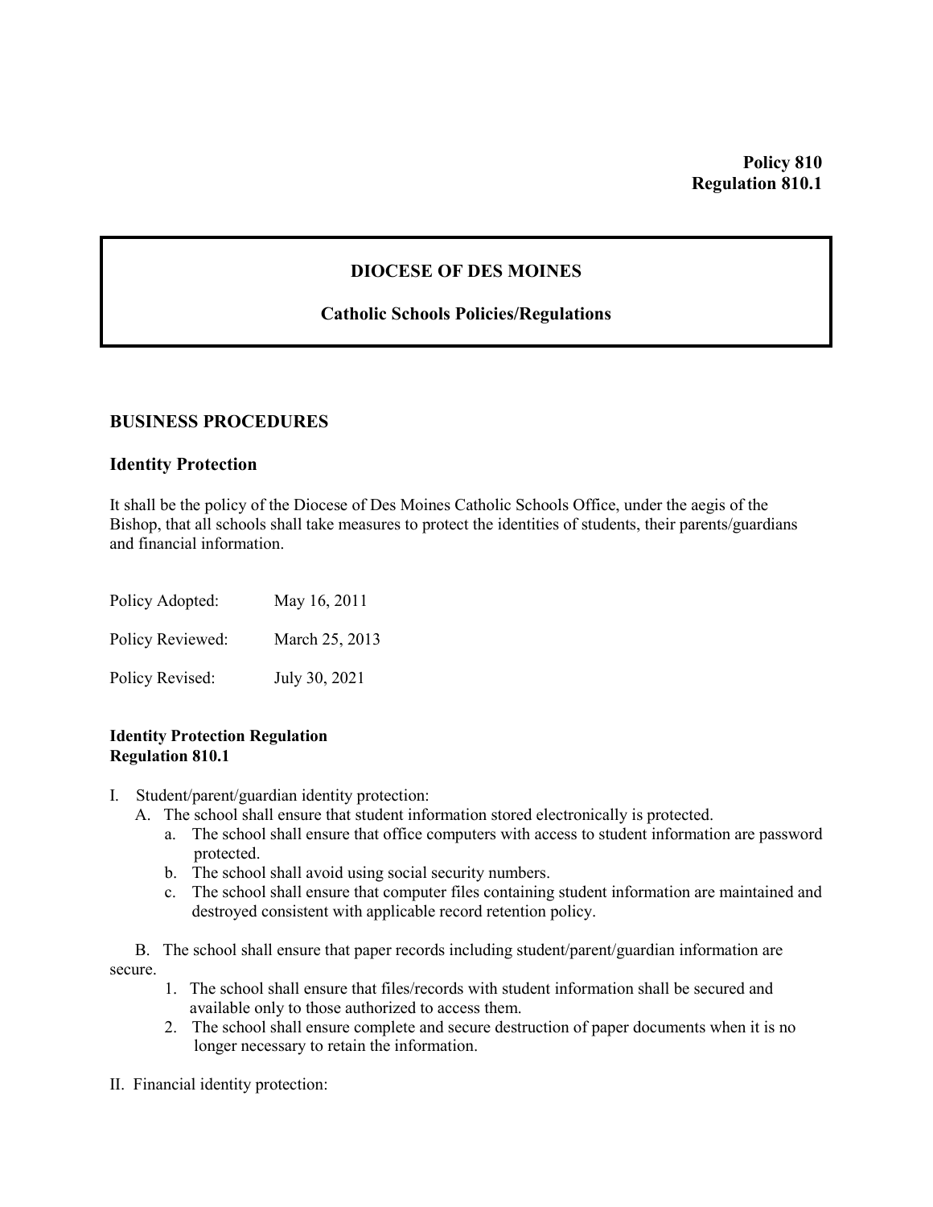**Policy 810**
**Regulation 810.1**

# DIOCESE OF DES MOINES

## Catholic Schools Policies/Regulations

## BUSINESS PROCEDURES

### Identity Protection

It shall be the policy of the Diocese of Des Moines Catholic Schools Office, under the aegis of the Bishop, that all schools shall take measures to protect the identities of students, their parents/guardians and financial information.

| | |
|---|---|
| Policy Adopted: | May 16, 2011 |
| Policy Reviewed: | March 25, 2013 |
| Policy Revised: | July 30, 2021 |

**Identity Protection Regulation**
**Regulation 810.1**

I. Student/parent/guardian identity protection:

A. The school shall ensure that student information stored electronically is protected.

a. The school shall ensure that office computers with access to student information are password protected.

b. The school shall avoid using social security numbers.

c. The school shall ensure that computer files containing student information are maintained and destroyed consistent with applicable record retention policy.

B. The school shall ensure that paper records including student/parent/guardian information are secure.

1. The school shall ensure that files/records with student information shall be secured and available only to those authorized to access them.
2. The school shall ensure complete and secure destruction of paper documents when it is no longer necessary to retain the information.

II. Financial identity protection: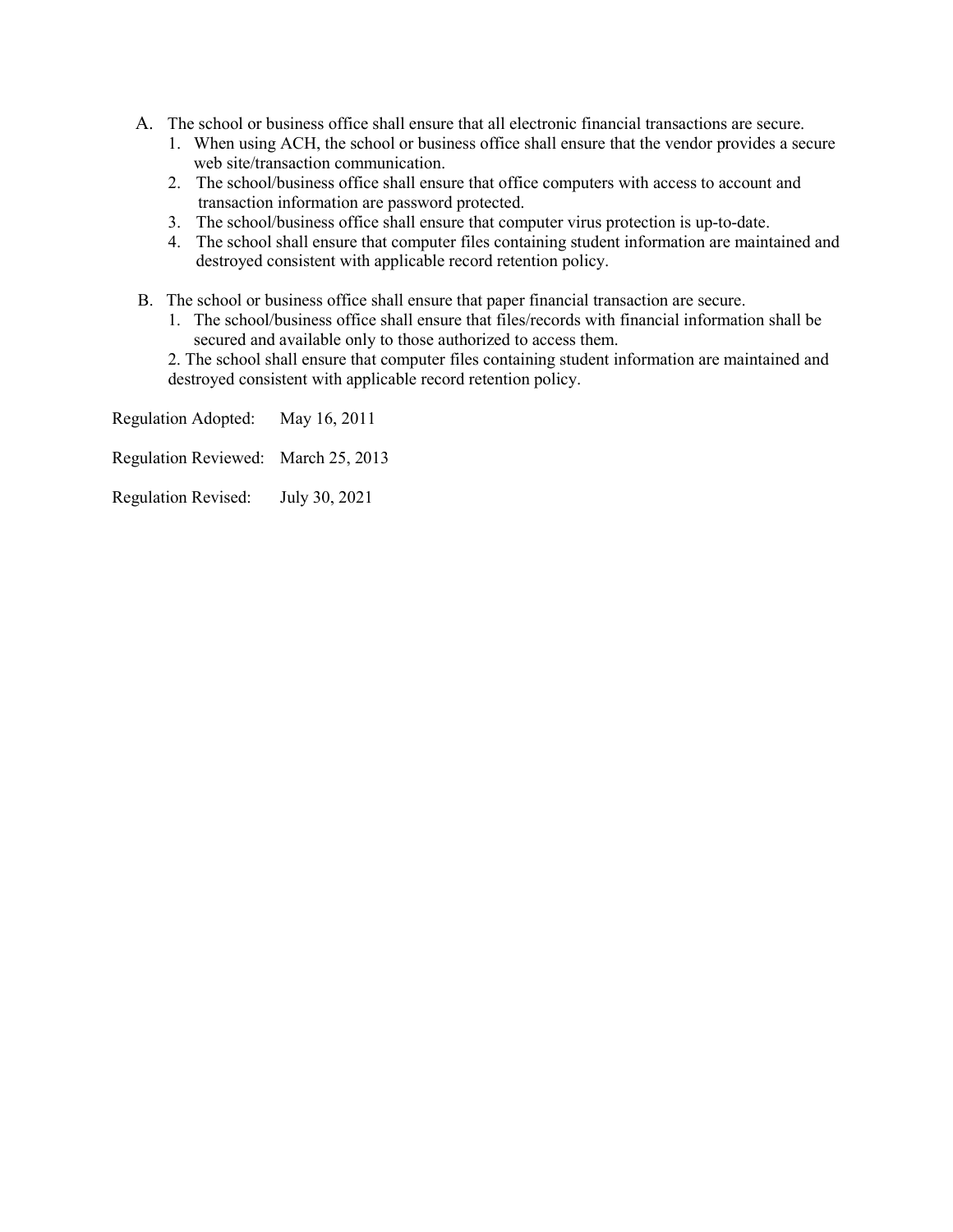A. The school or business office shall ensure that all electronic financial transactions are secure.
   1. When using ACH, the school or business office shall ensure that the vendor provides a secure web site/transaction communication.
   2. The school/business office shall ensure that office computers with access to account and transaction information are password protected.
   3. The school/business office shall ensure that computer virus protection is up-to-date.
   4. The school shall ensure that computer files containing student information are maintained and destroyed consistent with applicable record retention policy.

B. The school or business office shall ensure that paper financial transaction are secure.
   1. The school/business office shall ensure that files/records with financial information shall be secured and available only to those authorized to access them.
   2. The school shall ensure that computer files containing student information are maintained and destroyed consistent with applicable record retention policy.

Regulation Adopted: May 16, 2011

Regulation Reviewed: March 25, 2013

Regulation Revised: July 30, 2021